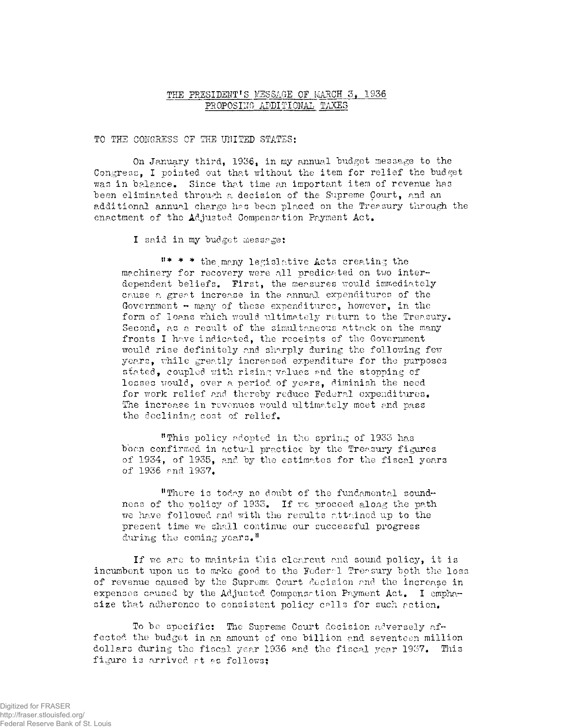# THE PRESIDENT'S MESSAGE OF MARCH 3, 1936
## PROPOSING ADDITIONAL TAXES

TO THE CONGRESS OF THE UNITED STATES:

On January third, 1936, in my annual budget message to the Congress, I pointed out that without the item for relief the budget was in balance. Since that time an important item of revenue has been eliminated through a decision of the Supreme Court, and an additional annual charge has been placed on the Treasury through the enactment of the Adjusted Compensation Payment Act.

I said in my budget message:

> "* * * the many legislative Acts creating the machinery for recovery were all predicated on two interdependent beliefs. First, the measures would immediately cause a great increase in the annual expenditures of the Government - many of these expenditures, however, in the form of loans which would ultimately return to the Treasury. Second, as a result of the simultaneous attack on the many fronts I have indicated, the receipts of the Government would rise definitely and sharply during the following few years, while greatly increased expenditure for the purposes stated, coupled with rising values and the stopping of losses would, over a period of years, diminish the need for work relief and thereby reduce Federal expenditures. The increase in revenues would ultimately meet and pass the declining cost of relief.
>
> "This policy adopted in the spring of 1933 has been confirmed in actual practice by the Treasury figures of 1934, of 1935, and by the estimates for the fiscal years of 1936 and 1937.
>
> "There is today no doubt of the fundamental soundness of the policy of 1933. If we proceed along the path we have followed and with the results attained up to the present time we shall continue our successful progress during the coming years."

If we are to maintain this clearcut and sound policy, it is incumbent upon us to make good to the Federal Treasury both the loss of revenue caused by the Supreme Court decision and the increase in expenses caused by the Adjusted Compensation Payment Act. I emphasize that adherence to consistent policy calls for such action.

To be specific: The Supreme Court decision adversely affected the budget in an amount of one billion and seventeen million dollars during the fiscal year 1936 and the fiscal year 1937. This figure is arrived at as follows: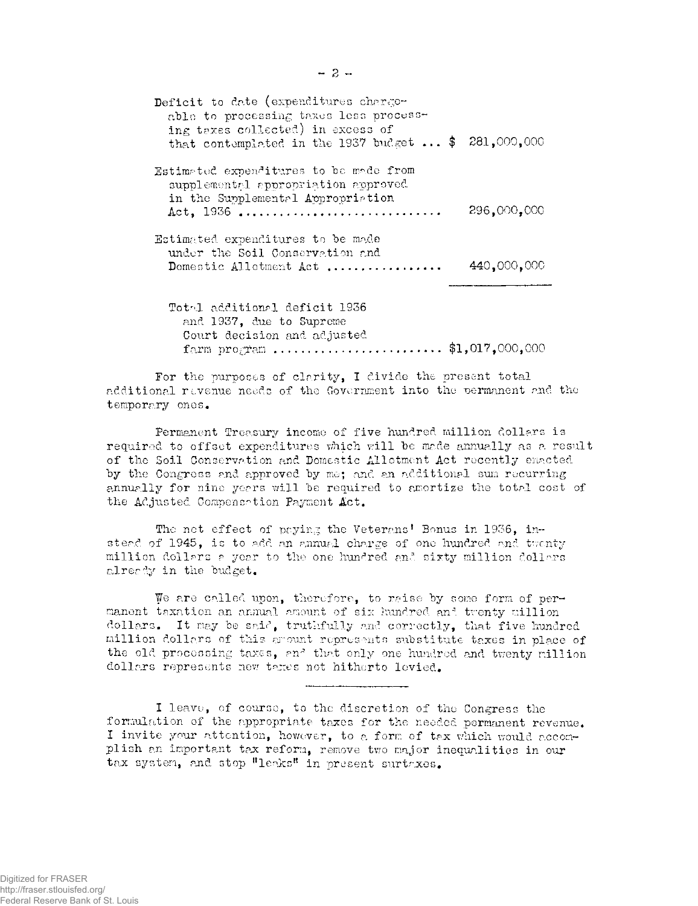| | |
|---|---|
| Deficit to date (expenditures chargeable to processing taxes less processing taxes collected) in excess of that contemplated in the 1937 budget ... | $ 281,000,000 |
| Estimated expenditures to be made from supplemental appropriation approved in the Supplemental Appropriation Act, 1936 ............................ | 296,000,000 |
| Estimated expenditures to be made under the Soil Conservation and Domestic Allotment Act ................ | 440,000,000 |
| Total additional deficit 1936 and 1937, due to Supreme Court decision and adjusted farm program ........................ | $1,017,000,000 |

For the purposes of clarity, I divide the present total additional revenue needs of the Government into the permanent and the temporary ones.

Permanent Treasury income of five hundred million dollars is required to offset expenditures which will be made annually as a result of the Soil Conservation and Domestic Allotment Act recently enacted by the Congress and approved by me; and an additional sum recurring annually for nine years will be required to amortize the total cost of the Adjusted Compensation Payment Act.

The net effect of paying the Veterans' Bonus in 1936, instead of 1945, is to add an annual charge of one hundred and twenty million dollars a year to the one hundred and sixty million dollars already in the budget.

We are called upon, therefore, to raise by some form of permanent taxation an annual amount of six hundred and twenty million dollars. It may be said, truthfully and correctly, that five hundred million dollars of this amount represents substitute taxes in place of the old processing taxes, and that only one hundred and twenty million dollars represents new taxes not hitherto levied.

---

I leave, of course, to the discretion of the Congress the formulation of the appropriate taxes for the needed permanent revenue. I invite your attention, however, to a form of tax which would accomplish an important tax reform, remove two major inequalities in our tax system, and stop "leaks" in present surtaxes.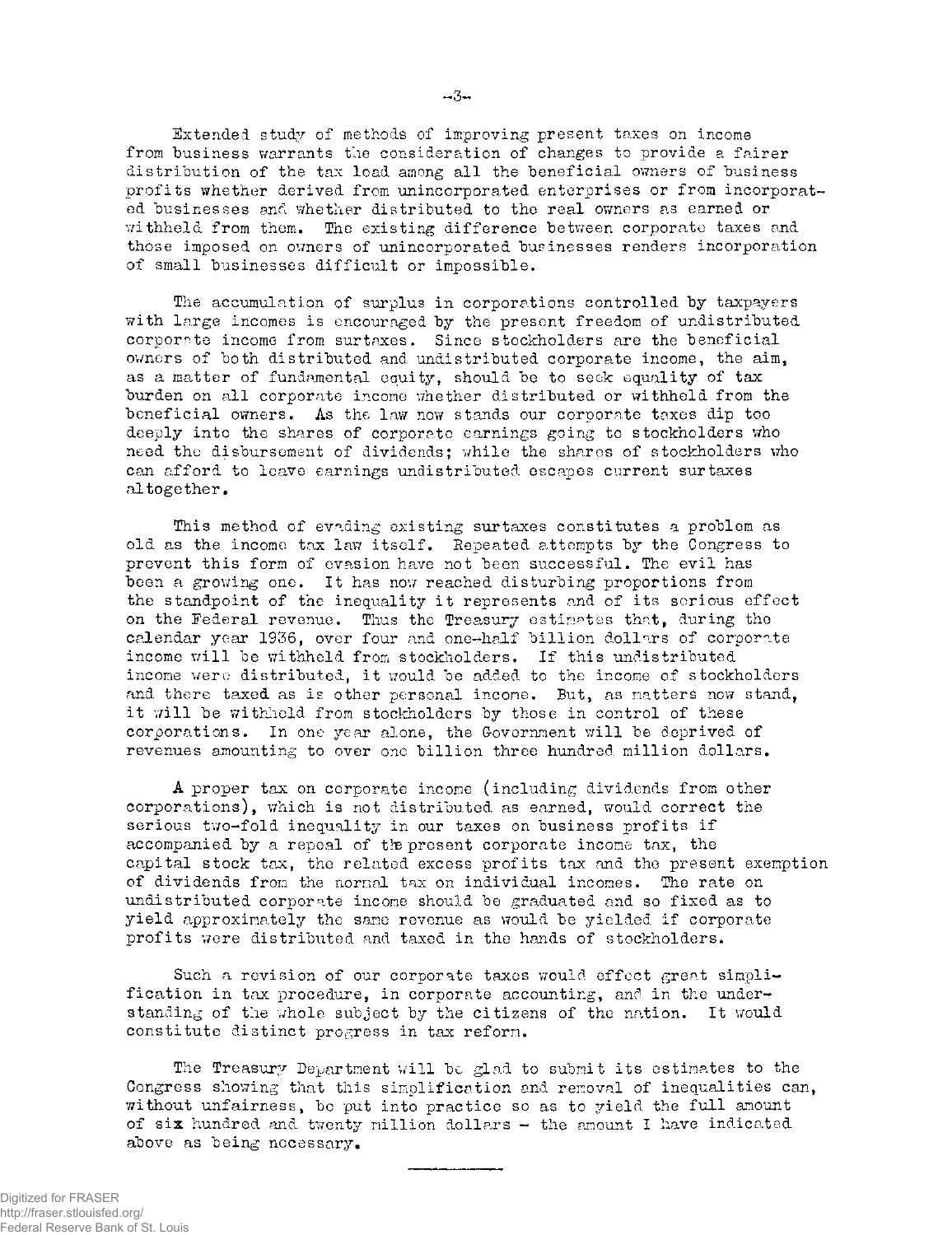Extended study of methods of improving present taxes on income from business warrants the consideration of changes to provide a fairer distribution of the tax load among all the beneficial owners of business profits whether derived from unincorporated enterprises or from incorporated businesses and whether distributed to the real owners as earned or withheld from them. The existing difference between corporate taxes and those imposed on owners of unincorporated businesses renders incorporation of small businesses difficult or impossible.

The accumulation of surplus in corporations controlled by taxpayers with large incomes is encouraged by the present freedom of undistributed corporate income from surtaxes. Since stockholders are the beneficial owners of both distributed and undistributed corporate income, the aim, as a matter of fundamental equity, should be to seek equality of tax burden on all corporate income whether distributed or withheld from the beneficial owners. As the law now stands our corporate taxes dip too deeply into the shares of corporate earnings going to stockholders who need the disbursement of dividends; while the shares of stockholders who can afford to leave earnings undistributed escapes current surtaxes altogether.

This method of evading existing surtaxes constitutes a problem as old as the income tax law itself. Repeated attempts by the Congress to prevent this form of evasion have not been successful. The evil has been a growing one. It has now reached disturbing proportions from the standpoint of the inequality it represents and of its serious effect on the Federal revenue. Thus the Treasury estimates that, during the calendar year 1936, over four and one-half billion dollars of corporate income will be withheld from stockholders. If this undistributed income were distributed, it would be added to the income of stockholders and there taxed as is other personal income. But, as matters now stand, it will be withheld from stockholders by those in control of these corporations. In one year alone, the Government will be deprived of revenues amounting to over one billion three hundred million dollars.

A proper tax on corporate income (including dividends from other corporations), which is not distributed as earned, would correct the serious two-fold inequality in our taxes on business profits if accompanied by a repeal of the present corporate income tax, the capital stock tax, the related excess profits tax and the present exemption of dividends from the normal tax on individual incomes. The rate on undistributed corporate income should be graduated and so fixed as to yield approximately the same revenue as would be yielded if corporate profits were distributed and taxed in the hands of stockholders.

Such a revision of our corporate taxes would effect great simplification in tax procedure, in corporate accounting, and in the understanding of the whole subject by the citizens of the nation. It would constitute distinct progress in tax reform.

The Treasury Department will be glad to submit its estimates to the Congress showing that this simplification and removal of inequalities can, without unfairness, be put into practice so as to yield the full amount of six hundred and twenty million dollars - the amount I have indicated above as being necessary.

---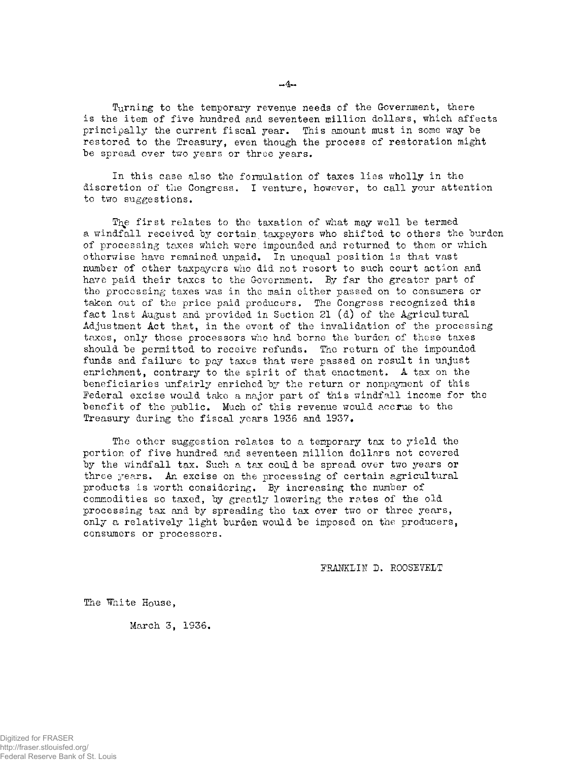Turning to the temporary revenue needs of the Government, there is the item of five hundred and seventeen million dollars, which affects principally the current fiscal year. This amount must in some way be restored to the Treasury, even though the process of restoration might be spread over two years or three years.

In this case also the formulation of taxes lies wholly in the discretion of the Congress. I venture, however, to call your attention to two suggestions.

The first relates to the taxation of what may well be termed a windfall received by certain taxpayers who shifted to others the burden of processing taxes which were impounded and returned to them or which otherwise have remained unpaid. In unequal position is that vast number of other taxpayers who did not resort to such court action and have paid their taxes to the Government. By far the greater part of the processing taxes was in the main either passed on to consumers or taken out of the price paid producers. The Congress recognized this fact last August and provided in Section 21 (d) of the Agricultural Adjustment Act that, in the event of the invalidation of the processing taxes, only those processors who had borne the burden of these taxes should be permitted to receive refunds. The return of the impounded funds and failure to pay taxes that were passed on result in unjust enrichment, contrary to the spirit of that enactment. A tax on the beneficiaries unfairly enriched by the return or nonpayment of this Federal excise would take a major part of this windfall income for the benefit of the public. Much of this revenue would accrue to the Treasury during the fiscal years 1936 and 1937.

The other suggestion relates to a temporary tax to yield the portion of five hundred and seventeen million dollars not covered by the windfall tax. Such a tax could be spread over two years or three years. An excise on the processing of certain agricultural products is worth considering. By increasing the number of commodities so taxed, by greatly lowering the rates of the old processing tax and by spreading the tax over two or three years, only a relatively light burden would be imposed on the producers, consumers or processors.

FRANKLIN D. ROOSEVELT

The White House,

March 3, 1936.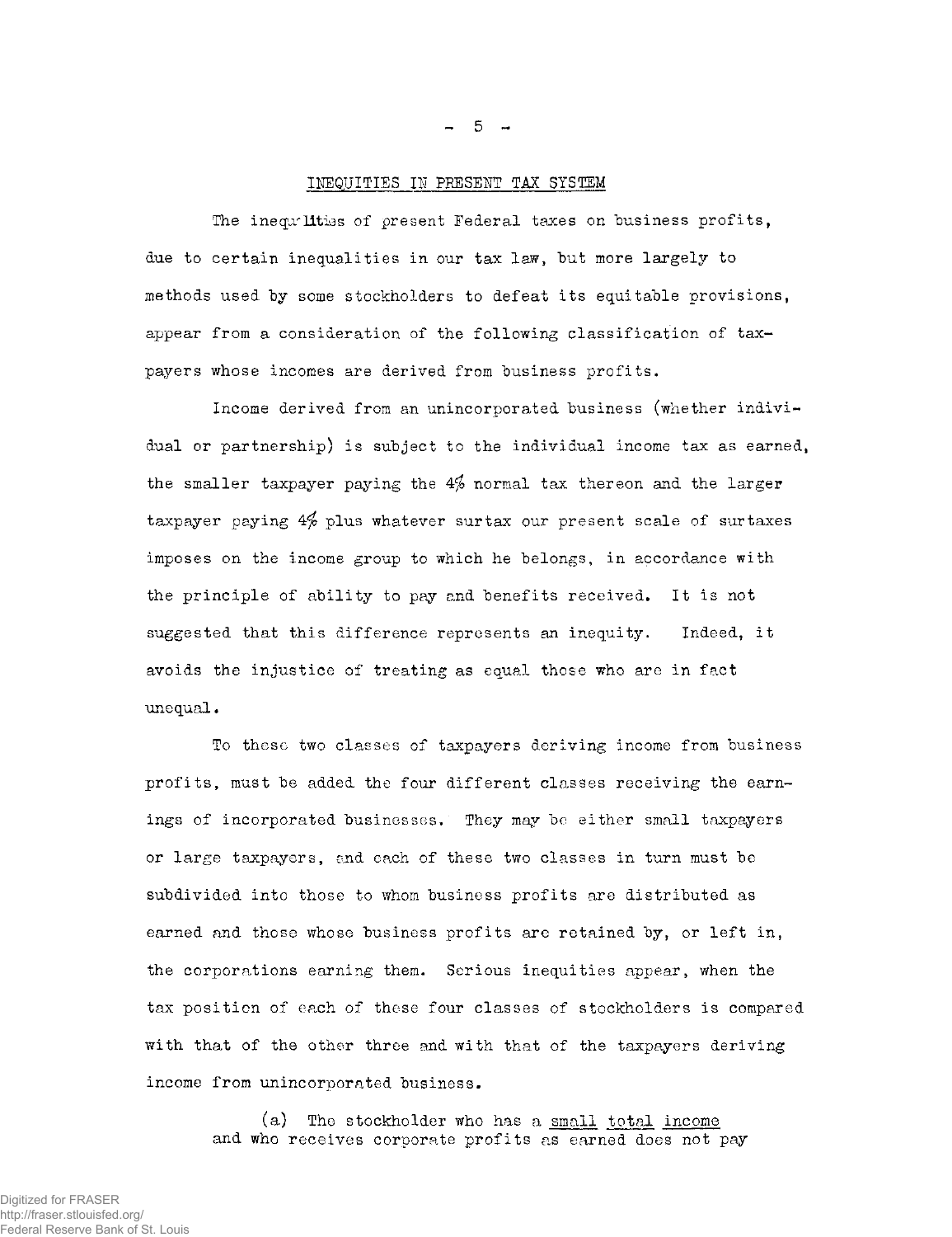## INEQUITIES IN PRESENT TAX SYSTEM

The inequalities of present Federal taxes on business profits, due to certain inequalities in our tax law, but more largely to methods used by some stockholders to defeat its equitable provisions, appear from a consideration of the following classification of taxpayers whose incomes are derived from business profits.

Income derived from an unincorporated business (whether individual or partnership) is subject to the individual income tax as earned, the smaller taxpayer paying the 4% normal tax thereon and the larger taxpayer paying 4% plus whatever surtax our present scale of surtaxes imposes on the income group to which he belongs, in accordance with the principle of ability to pay and benefits received. It is not suggested that this difference represents an inequity. Indeed, it avoids the injustice of treating as equal those who are in fact unequal.

To these two classes of taxpayers deriving income from business profits, must be added the four different classes receiving the earnings of incorporated businesses. They may be either small taxpayers or large taxpayers, and each of these two classes in turn must be subdivided into those to whom business profits are distributed as earned and those whose business profits are retained by, or left in, the corporations earning them. Serious inequities appear, when the tax position of each of these four classes of stockholders is compared with that of the other three and with that of the taxpayers deriving income from unincorporated business.

> (a) The stockholder who has a <u>small total income</u> and who receives corporate profits as earned does not pay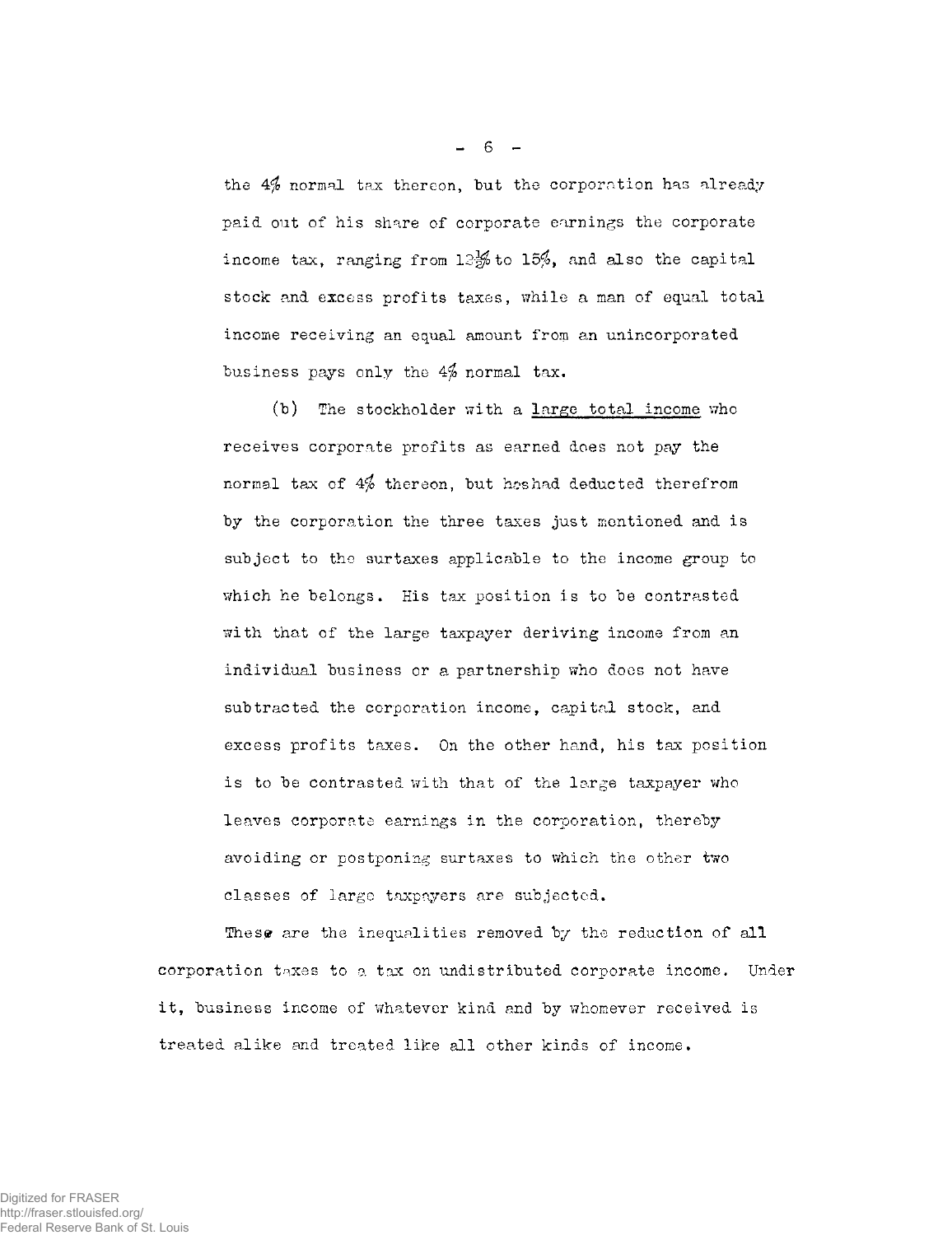the 4% normal tax thereon, but the corporation has already paid out of his share of corporate earnings the corporate income tax, ranging from 12½% to 15%, and also the capital stock and excess profits taxes, while a man of equal total income receiving an equal amount from an unincorporated business pays only the 4% normal tax.

(b) The stockholder with a large total income who receives corporate profits as earned does not pay the normal tax of 4% thereon, but he had deducted therefrom by the corporation the three taxes just mentioned and is subject to the surtaxes applicable to the income group to which he belongs. His tax position is to be contrasted with that of the large taxpayer deriving income from an individual business or a partnership who does not have subtracted the corporation income, capital stock, and excess profits taxes. On the other hand, his tax position is to be contrasted with that of the large taxpayer who leaves corporate earnings in the corporation, thereby avoiding or postponing surtaxes to which the other two classes of large taxpayers are subjected.

These are the inequalities removed by the reduction of all corporation taxes to a tax on undistributed corporate income. Under it, business income of whatever kind and by whomever received is treated alike and treated like all other kinds of income.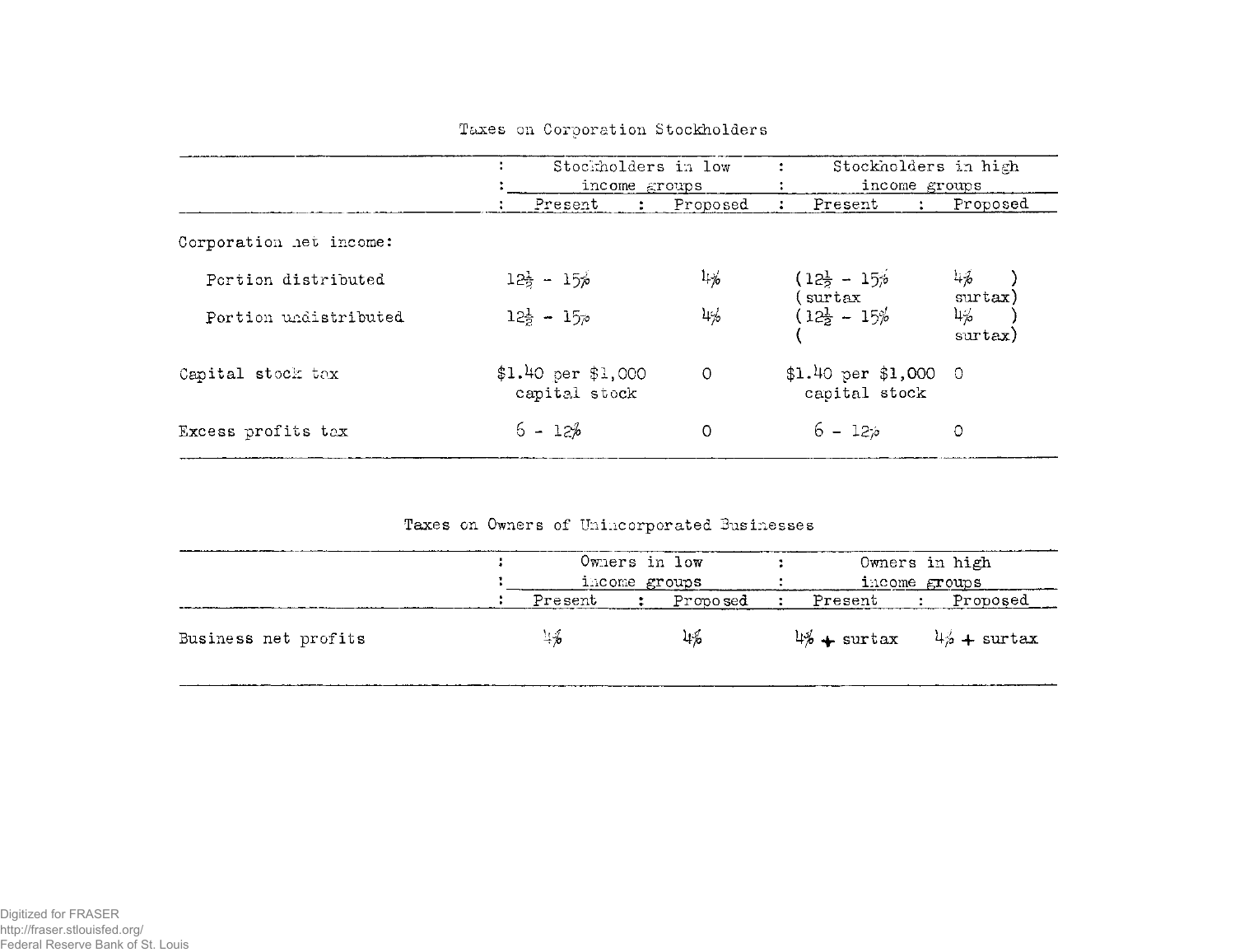## Taxes on Corporation Stockholders

| | Stockholders in low income groups | | Stockholders in high income groups | |
|---|---|---|---|---|
| | Present | Proposed | Present | Proposed |
| Corporation net income: | | | | |
| Portion distributed | $12\frac{1}{2}$ - 15% | 4% | ($12\frac{1}{2}$ - 15% (surtax | 4% ) surtax) |
| Portion undistributed | $12\frac{1}{2}$ - 15% | 4% | ($12\frac{1}{2}$ - 15% ( | 4% ) surtax) |
| Capital stock tax | \$1.40 per \$1,000 capital stock | 0 | \$1.40 per \$1,000 capital stock | 0 |
| Excess profits tax | 6 - 12% | 0 | 6 - 12% | 0 |

## Taxes on Owners of Unincorporated Businesses

| | Owners in low income groups | | Owners in high income groups | |
|---|---|---|---|---|
| | Present | Proposed | Present | Proposed |
| Business net profits | 4% | 4% | 4% + surtax | 4% + surtax |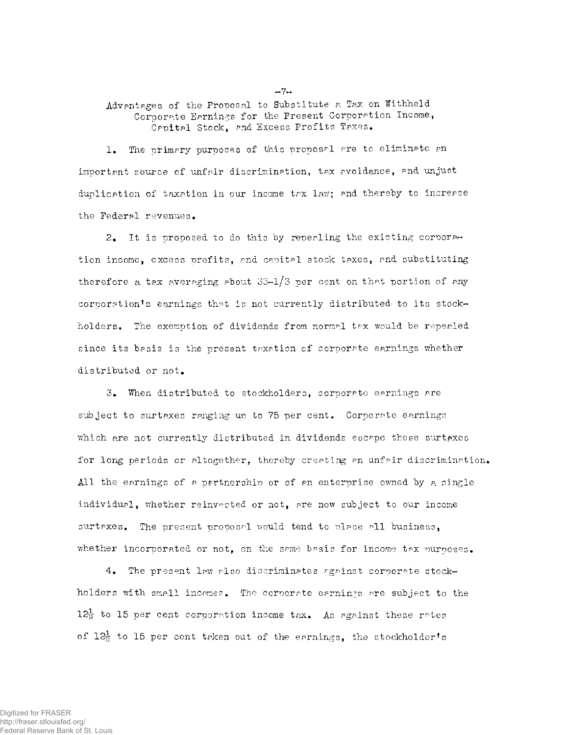## Advantages of the Proposal to Substitute a Tax on Withheld Corporate Earnings for the Present Corporation Income, Capital Stock, and Excess Profits Taxes.

1. The primary purposes of this proposal are to eliminate an important source of unfair discrimination, tax avoidance, and unjust duplication of taxation in our income tax law; and thereby to increase the Federal revenues.

2. It is proposed to do this by repealing the existing corporation income, excess profits, and capital stock taxes, and substituting therefore a tax averaging about 33-1/3 per cent on that portion of any corporation's earnings that is not currently distributed to its stockholders. The exemption of dividends from normal tax would be repealed since its basis is the present taxation of corporate earnings whether distributed or not.

3. When distributed to stockholders, corporate earnings are subject to surtaxes ranging up to 75 per cent. Corporate earnings which are not currently distributed in dividends escape these surtaxes for long periods or altogether, thereby creating an unfair discrimination. All the earnings of a partnership or of an enterprise owned by a single individual, whether reinvested or not, are now subject to our income surtaxes. The present proposal would tend to place all business, whether incorporated or not, on the same basis for income tax purposes.

4. The present law also discriminates against corporate stockholders with small incomes. The corporate earnings are subject to the $12\frac{1}{2}$ to 15 per cent corporation income tax. As against these rates of $12\frac{1}{2}$ to 15 per cent taken out of the earnings, the stockholder's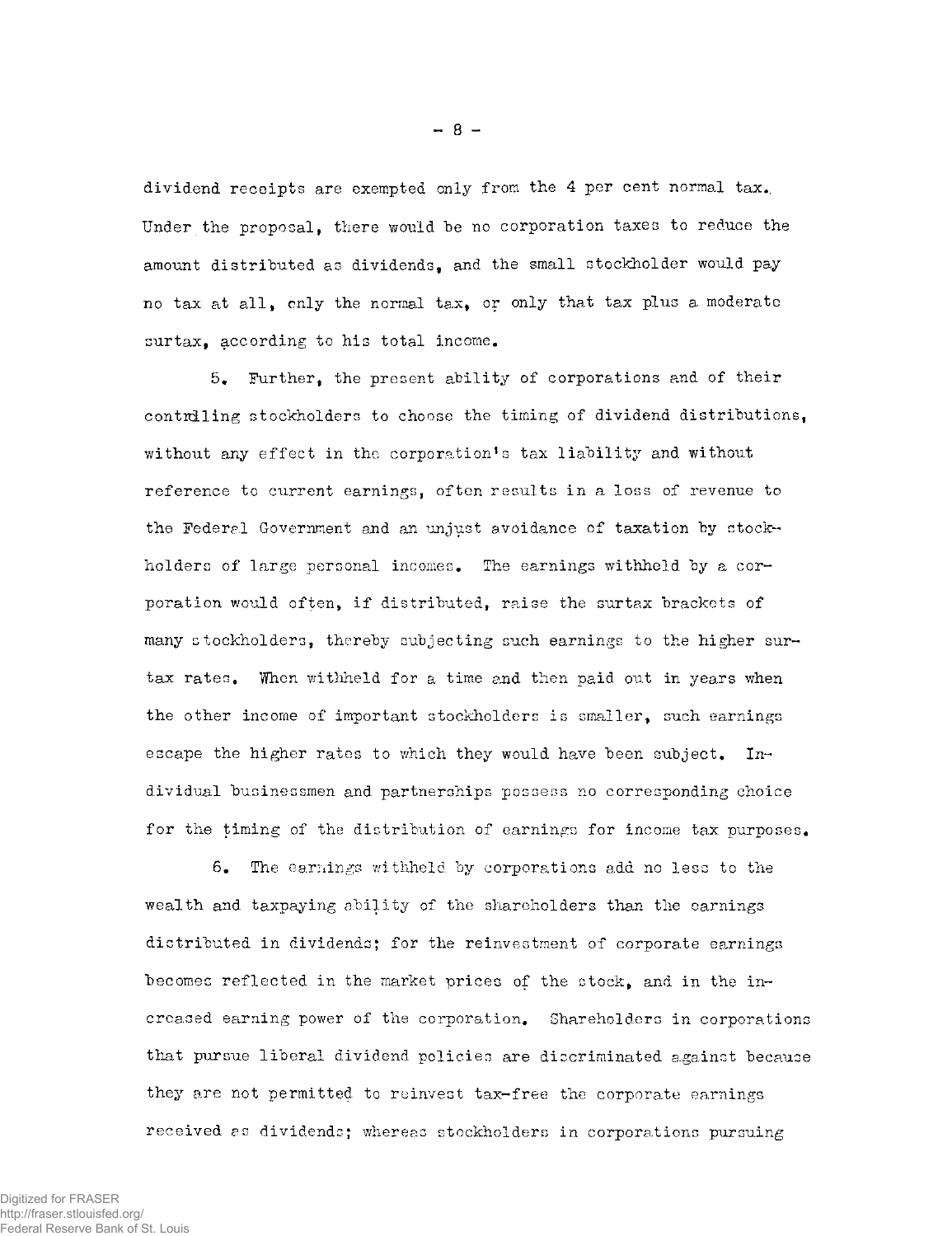dividend receipts are exempted only from the 4 per cent normal tax. Under the proposal, there would be no corporation taxes to reduce the amount distributed as dividends, and the small stockholder would pay no tax at all, only the normal tax, or only that tax plus a moderate surtax, according to his total income.

5. Further, the present ability of corporations and of their controlling stockholders to choose the timing of dividend distributions, without any effect in the corporation's tax liability and without reference to current earnings, often results in a loss of revenue to the Federal Government and an unjust avoidance of taxation by stockholders of large personal incomes. The earnings withheld by a corporation would often, if distributed, raise the surtax brackets of many stockholders, thereby subjecting such earnings to the higher surtax rates. When withheld for a time and then paid out in years when the other income of important stockholders is smaller, such earnings escape the higher rates to which they would have been subject. Individual businessmen and partnerships possess no corresponding choice for the timing of the distribution of earnings for income tax purposes.

6. The earnings withheld by corporations add no less to the wealth and taxpaying ability of the shareholders than the earnings distributed in dividends; for the reinvestment of corporate earnings becomes reflected in the market prices of the stock, and in the increased earning power of the corporation. Shareholders in corporations that pursue liberal dividend policies are discriminated against because they are not permitted to reinvest tax-free the corporate earnings received as dividends; whereas stockholders in corporations pursuing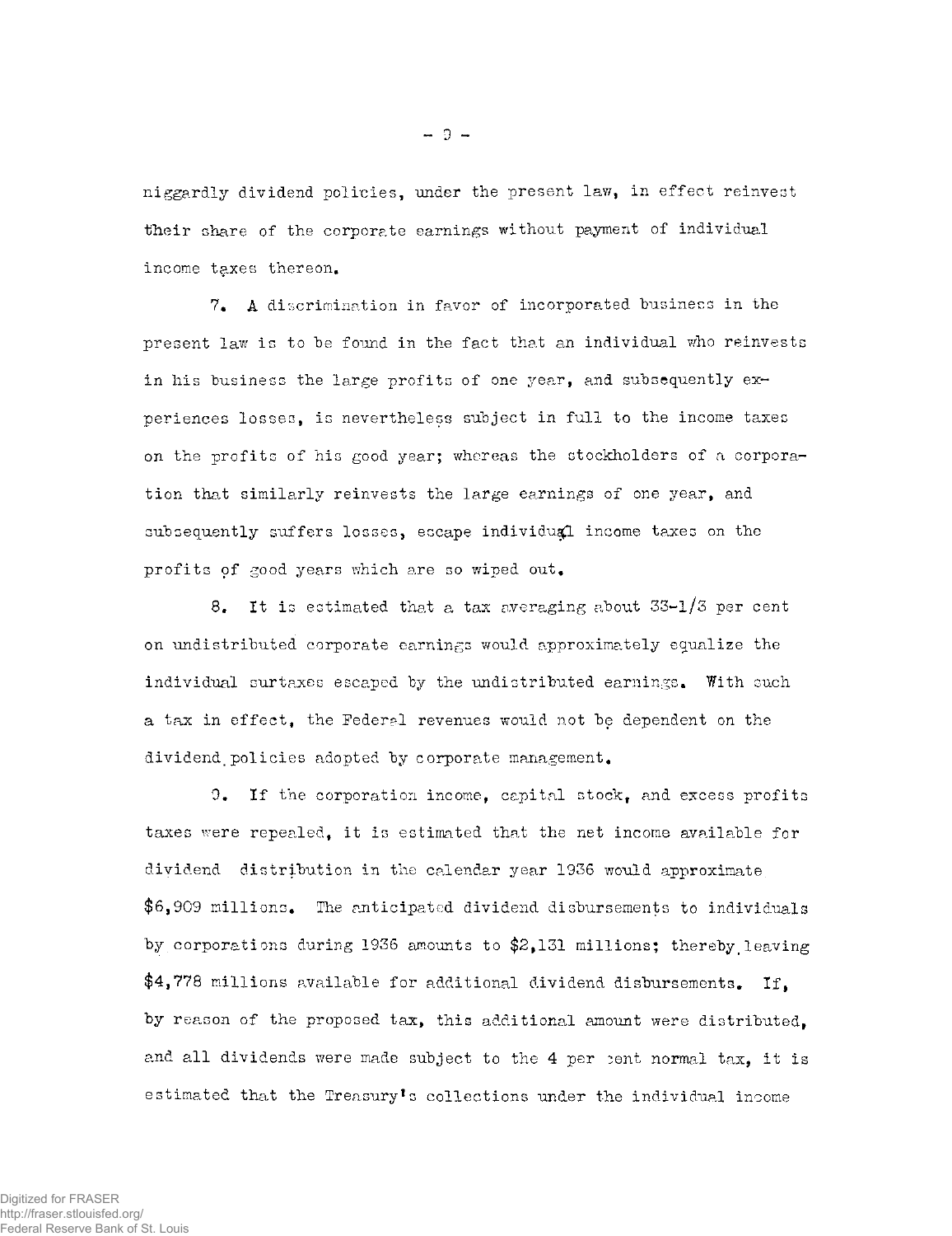niggardly dividend policies, under the present law, in effect reinvest their share of the corporate earnings without payment of individual income taxes thereon.

7. A discrimination in favor of incorporated business in the present law is to be found in the fact that an individual who reinvests in his business the large profits of one year, and subsequently experiences losses, is nevertheless subject in full to the income taxes on the profits of his good year; whereas the stockholders of a corporation that similarly reinvests the large earnings of one year, and subsequently suffers losses, escape individual income taxes on the profits of good years which are so wiped out.

8. It is estimated that a tax averaging about 33-1/3 per cent on undistributed corporate earnings would approximately equalize the individual surtaxes escaped by the undistributed earnings. With such a tax in effect, the Federal revenues would not be dependent on the dividend policies adopted by corporate management.

9. If the corporation income, capital stock, and excess profits taxes were repealed, it is estimated that the net income available for dividend distribution in the calendar year 1936 would approximate $6,909 millions. The anticipated dividend disbursements to individuals by corporations during 1936 amounts to $2,131 millions; thereby leaving $4,778 millions available for additional dividend disbursements. If, by reason of the proposed tax, this additional amount were distributed, and all dividends were made subject to the 4 per cent normal tax, it is estimated that the Treasury's collections under the individual income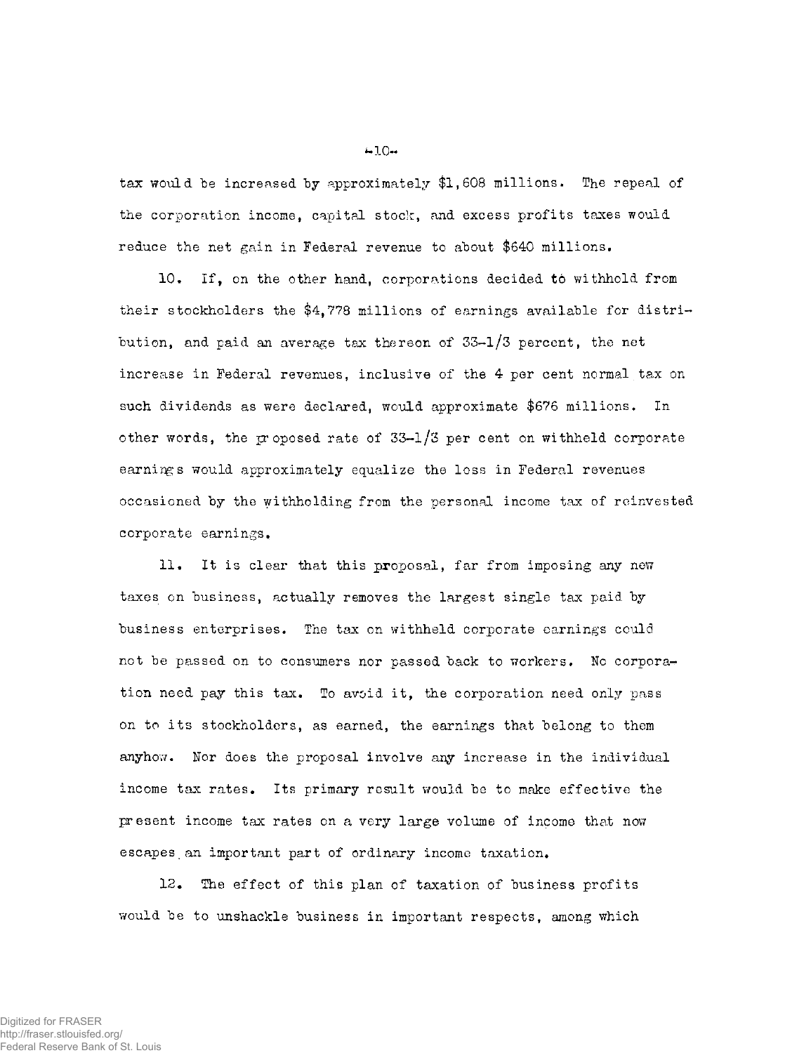tax would be increased by approximately $1,608 millions. The repeal of the corporation income, capital stock, and excess profits taxes would reduce the net gain in Federal revenue to about $640 millions.

10. If, on the other hand, corporations decided to withhold from their stockholders the $4,778 millions of earnings available for distribution, and paid an average tax thereon of 33-1/3 percent, the net increase in Federal revenues, inclusive of the 4 per cent normal tax on such dividends as were declared, would approximate $676 millions. In other words, the proposed rate of 33-1/3 per cent on withheld corporate earnings would approximately equalize the loss in Federal revenues occasioned by the withholding from the personal income tax of reinvested corporate earnings.

11. It is clear that this proposal, far from imposing any new taxes on business, actually removes the largest single tax paid by business enterprises. The tax on withheld corporate earnings could not be passed on to consumers nor passed back to workers. No corporation need pay this tax. To avoid it, the corporation need only pass on to its stockholders, as earned, the earnings that belong to them anyhow. Nor does the proposal involve any increase in the individual income tax rates. Its primary result would be to make effective the present income tax rates on a very large volume of income that now escapes an important part of ordinary income taxation.

12. The effect of this plan of taxation of business profits would be to unshackle business in important respects, among which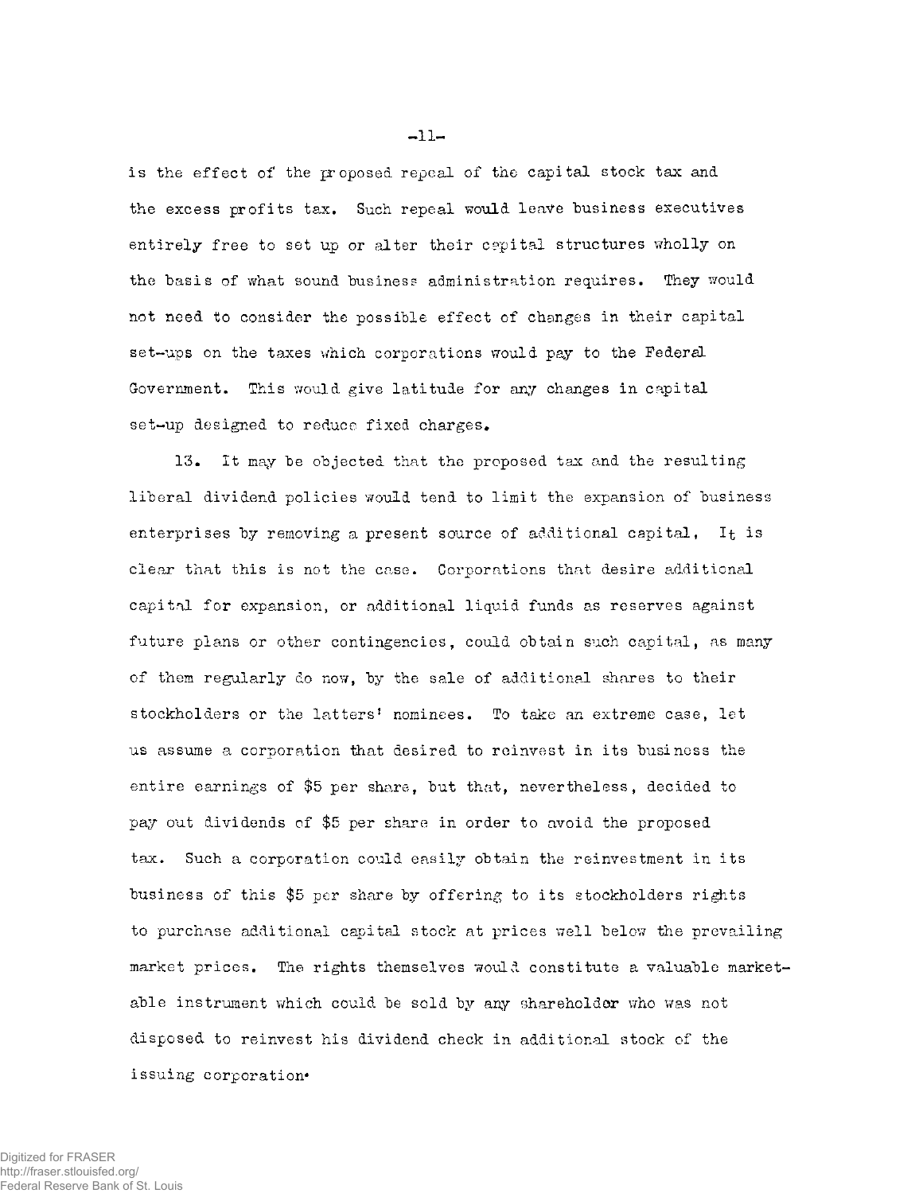is the effect of the proposed repeal of the capital stock tax and the excess profits tax. Such repeal would leave business executives entirely free to set up or alter their capital structures wholly on the basis of what sound business administration requires. They would not need to consider the possible effect of changes in their capital set-ups on the taxes which corporations would pay to the Federal Government. This would give latitude for any changes in capital set-up designed to reduce fixed charges.

13. It may be objected that the proposed tax and the resulting liberal dividend policies would tend to limit the expansion of business enterprises by removing a present source of additional capital. It is clear that this is not the case. Corporations that desire additional capital for expansion, or additional liquid funds as reserves against future plans or other contingencies, could obtain such capital, as many of them regularly do now, by the sale of additional shares to their stockholders or the latters' nominees. To take an extreme case, let us assume a corporation that desired to reinvest in its business the entire earnings of $5 per share, but that, nevertheless, decided to pay out dividends of $5 per share in order to avoid the proposed tax. Such a corporation could easily obtain the reinvestment in its business of this $5 per share by offering to its stockholders rights to purchase additional capital stock at prices well below the prevailing market prices. The rights themselves would constitute a valuable marketable instrument which could be sold by any shareholder who was not disposed to reinvest his dividend check in additional stock of the issuing corporation.